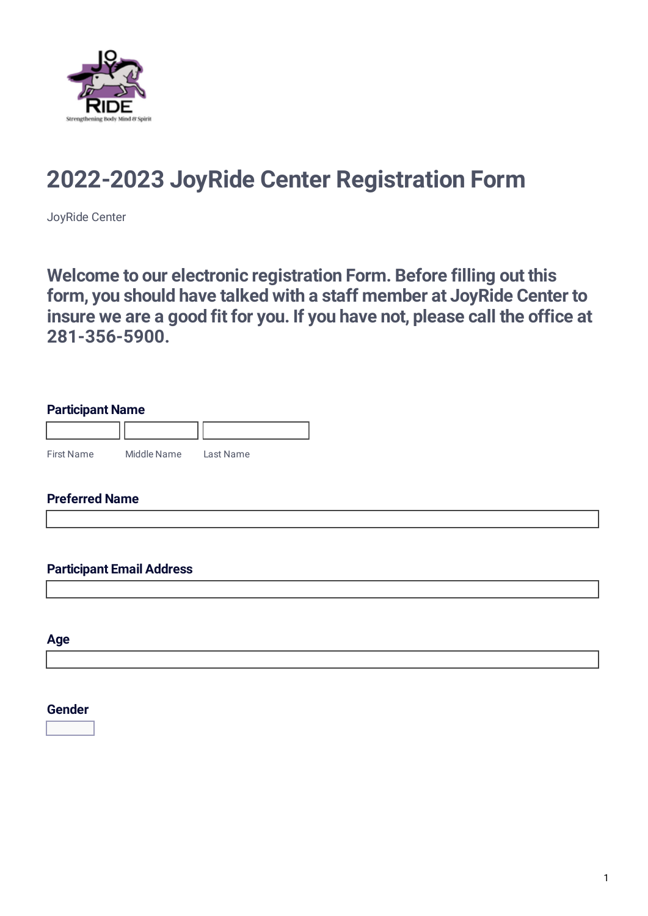# 2022-2023 JoyRide Center Registration Form

JoyRide Center

## Welcome to our electronic registration Form. Before filling out this form, you should have talked with a staff member at JoyRide Center to insure we are a good fit for you. If you have not, please call the office at 281-356-5900.

**Participant Name**

First Name | Middle Name | Last Name

**Preferred Name**

**Participant Email Address**

**Age**

**Gender**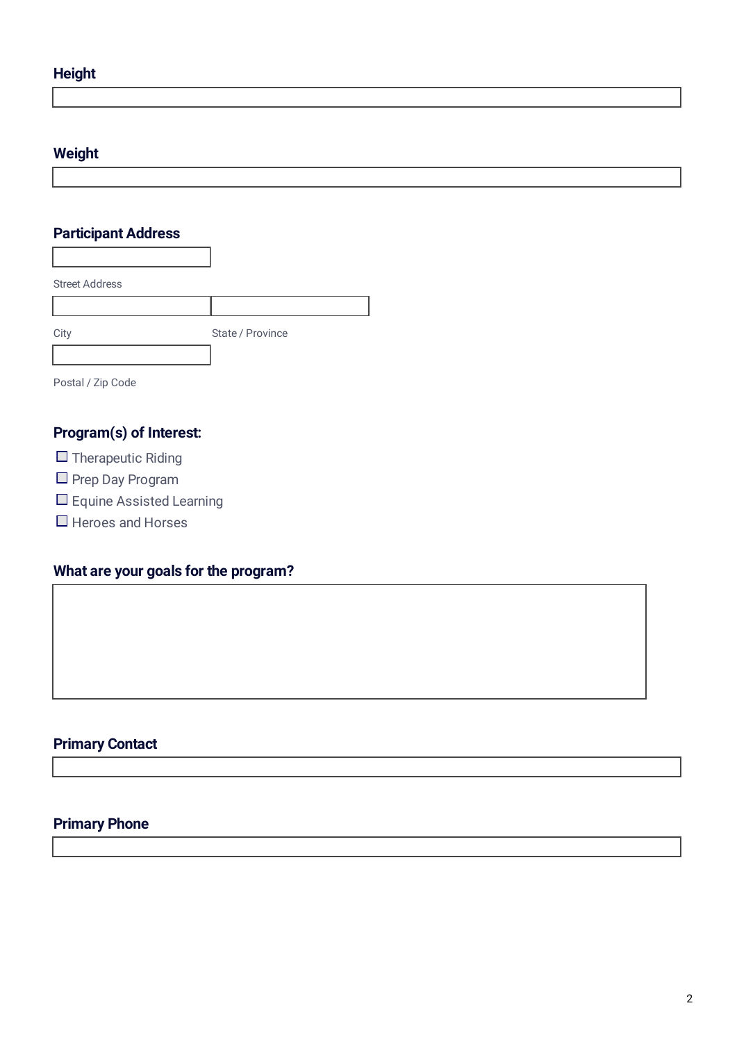### Height

### Weight

### Participant Address

Street Address

City

State / Province

Postal / Zip Code

### Program(s) of Interest:

- ☐ Therapeutic Riding
- ☐ Prep Day Program
- ☐ Equine Assisted Learning
- ☐ Heroes and Horses

### What are your goals for the program?

### Primary Contact

### Primary Phone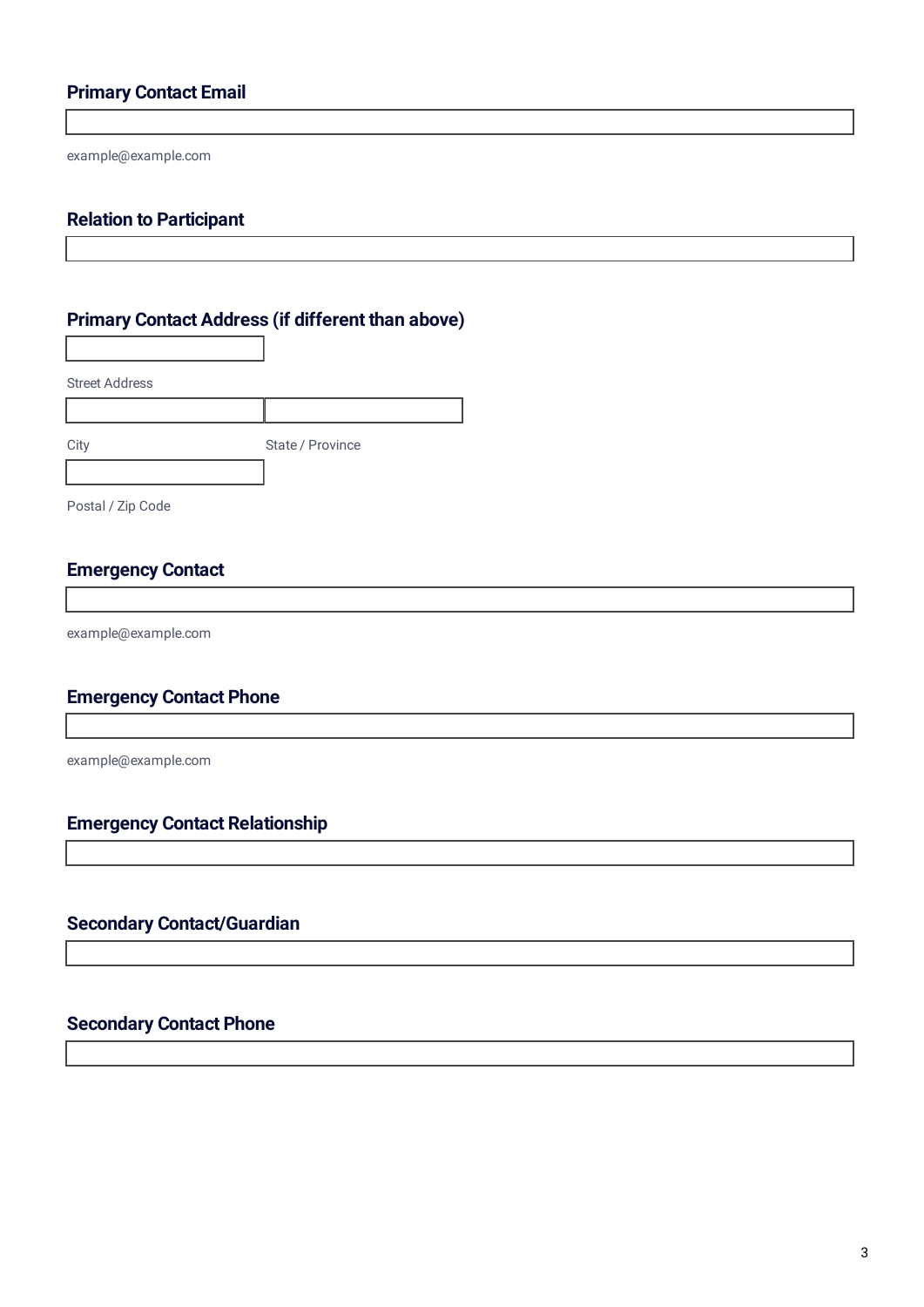### Primary Contact Email

example@example.com

### Relation to Participant

### Primary Contact Address (if different than above)

Street Address

City

State / Province

Postal / Zip Code

### Emergency Contact

example@example.com

### Emergency Contact Phone

example@example.com

### Emergency Contact Relationship

### Secondary Contact/Guardian

### Secondary Contact Phone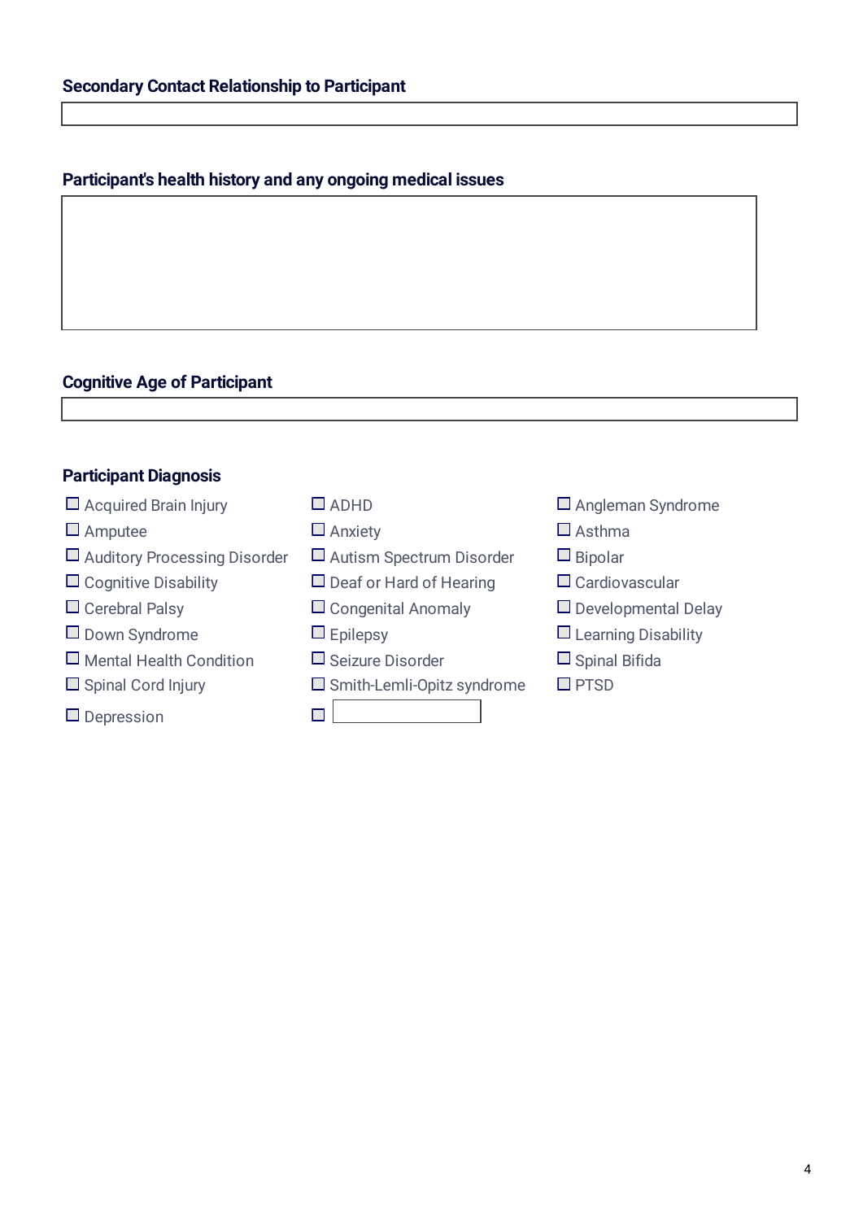**Secondary Contact Relationship to Participant**

**Participant's health history and any ongoing medical issues**

**Cognitive Age of Participant**

**Participant Diagnosis**

- ☐ Acquired Brain Injury
- ☐ Amputee
- ☐ Auditory Processing Disorder
- ☐ Cognitive Disability
- ☐ Cerebral Palsy
- ☐ Down Syndrome
- ☐ Mental Health Condition
- ☐ Spinal Cord Injury
- ☐ Depression
- ☐ ADHD
- ☐ Anxiety
- ☐ Autism Spectrum Disorder
- ☐ Deaf or Hard of Hearing
- ☐ Congenital Anomaly
- ☐ Epilepsy
- ☐ Seizure Disorder
- ☐ Smith-Lemli-Opitz syndrome
- ☐
- ☐ Angleman Syndrome
- ☐ Asthma
- ☐ Bipolar
- ☐ Cardiovascular
- ☐ Developmental Delay
- ☐ Learning Disability
- ☐ Spinal Bifida
- ☐ PTSD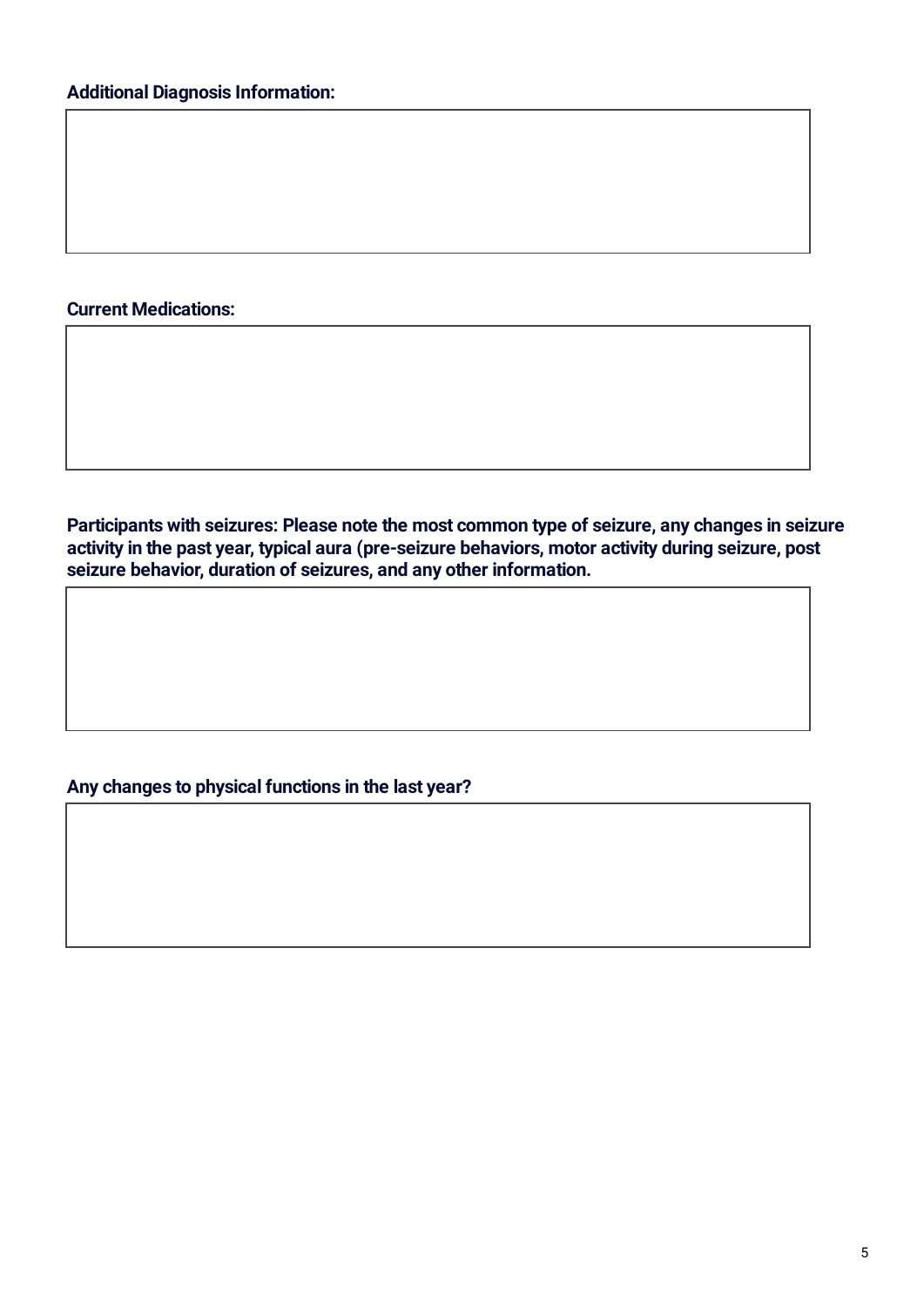**Additional Diagnosis Information:**

**Current Medications:**

**Participants with seizures: Please note the most common type of seizure, any changes in seizure activity in the past year, typical aura (pre-seizure behaviors, motor activity during seizure, post seizure behavior, duration of seizures, and any other information.**

**Any changes to physical functions in the last year?**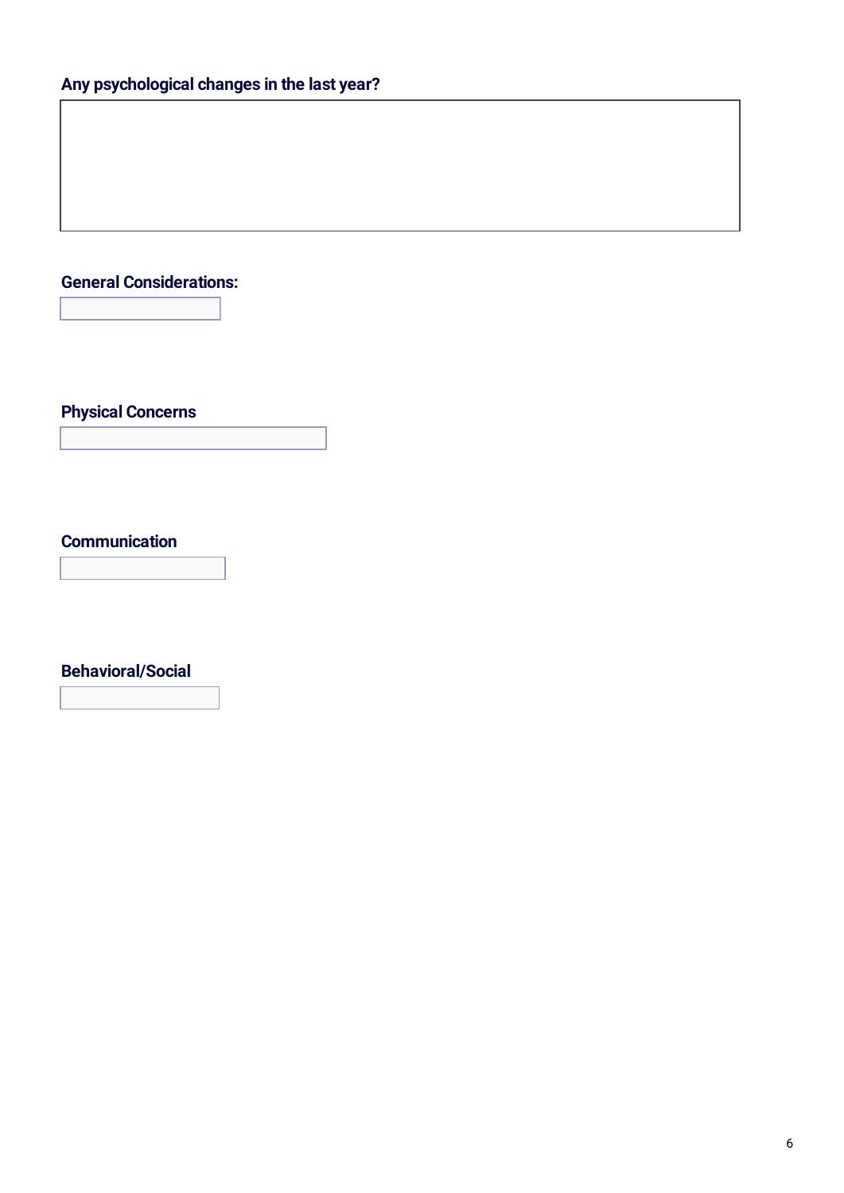**Any psychological changes in the last year?**

**General Considerations:**

**Physical Concerns**

**Communication**

**Behavioral/Social**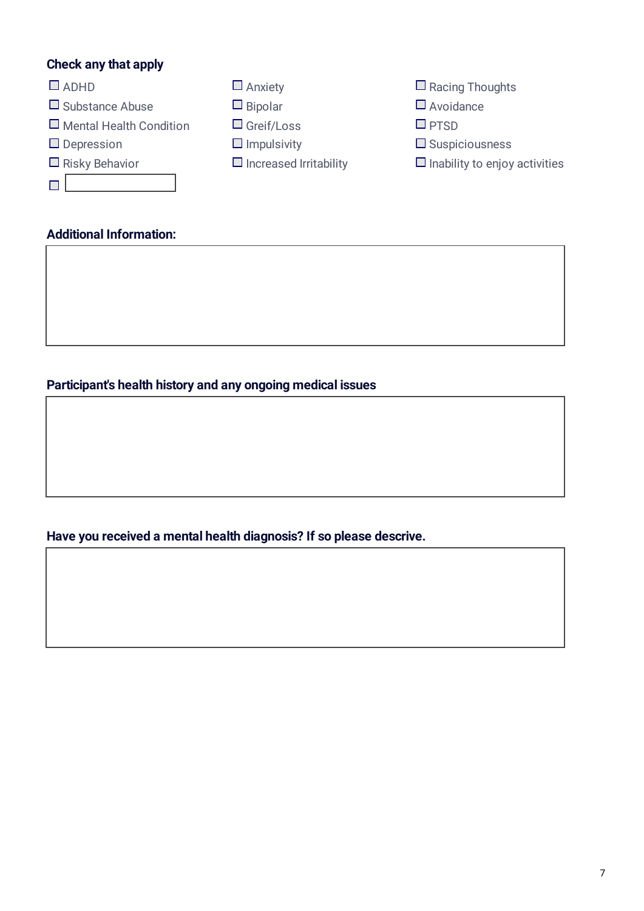**Check any that apply**

- ☐ ADHD
- ☐ Substance Abuse
- ☐ Mental Health Condition
- ☐ Depression
- ☐ Risky Behavior
- ☐ ____________
- ☐ Anxiety
- ☐ Bipolar
- ☐ Greif/Loss
- ☐ Impulsivity
- ☐ Increased Irritability
- ☐ Racing Thoughts
- ☐ Avoidance
- ☐ PTSD
- ☐ Suspiciousness
- ☐ Inability to enjoy activities

**Additional Information:**

**Participant's health history and any ongoing medical issues**

**Have you received a mental health diagnosis? If so please descrive.**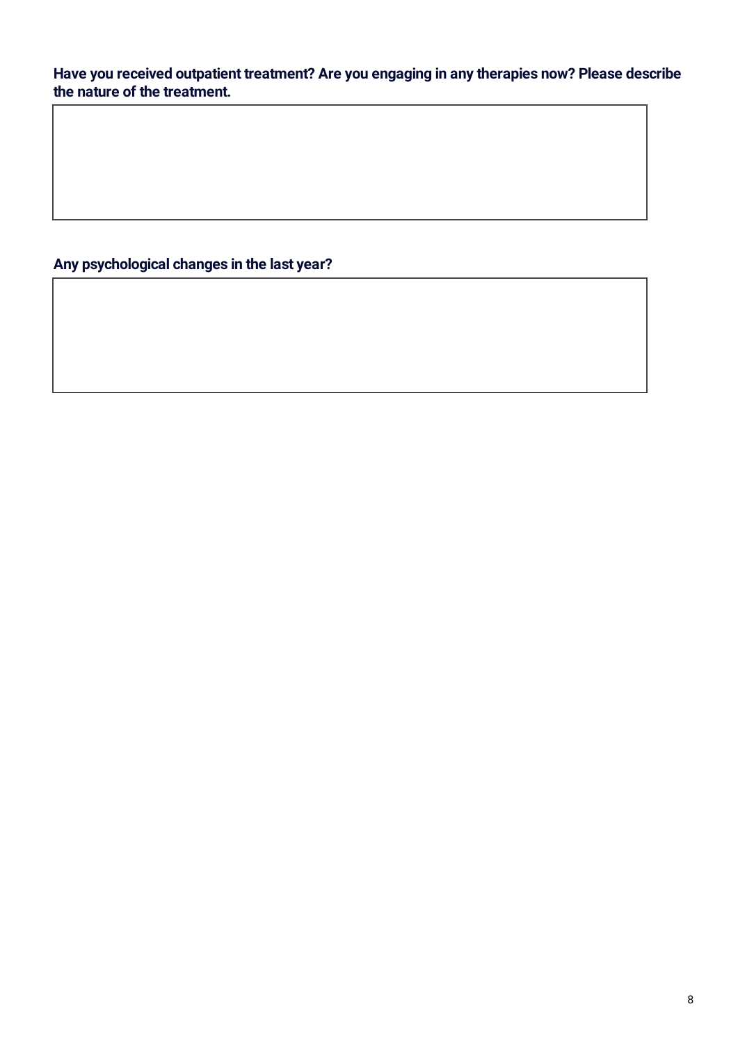**Have you received outpatient treatment? Are you engaging in any therapies now? Please describe the nature of the treatment.**

| |
|---|
| |

**Any psychological changes in the last year?**

| |
|---|
| |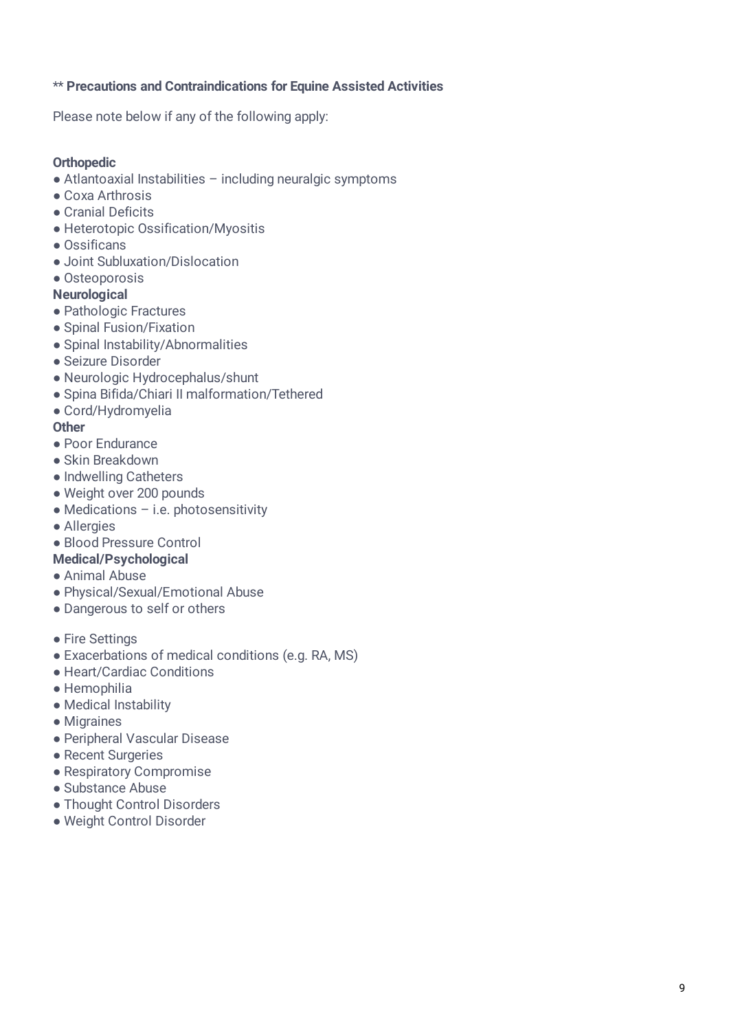** **Precautions and Contraindications for Equine Assisted Activities**

Please note below if any of the following apply:

**Orthopedic**

- Atlantoaxial Instabilities – including neuralgic symptoms
- Coxa Arthrosis
- Cranial Deficits
- Heterotopic Ossification/Myositis
- Ossificans
- Joint Subluxation/Dislocation
- Osteoporosis

**Neurological**

- Pathologic Fractures
- Spinal Fusion/Fixation
- Spinal Instability/Abnormalities
- Seizure Disorder
- Neurologic Hydrocephalus/shunt
- Spina Bifida/Chiari II malformation/Tethered
- Cord/Hydromyelia

**Other**

- Poor Endurance
- Skin Breakdown
- Indwelling Catheters
- Weight over 200 pounds
- Medications – i.e. photosensitivity
- Allergies
- Blood Pressure Control

**Medical/Psychological**

- Animal Abuse
- Physical/Sexual/Emotional Abuse
- Dangerous to self or others

- Fire Settings
- Exacerbations of medical conditions (e.g. RA, MS)
- Heart/Cardiac Conditions
- Hemophilia
- Medical Instability
- Migraines
- Peripheral Vascular Disease
- Recent Surgeries
- Respiratory Compromise
- Substance Abuse
- Thought Control Disorders
- Weight Control Disorder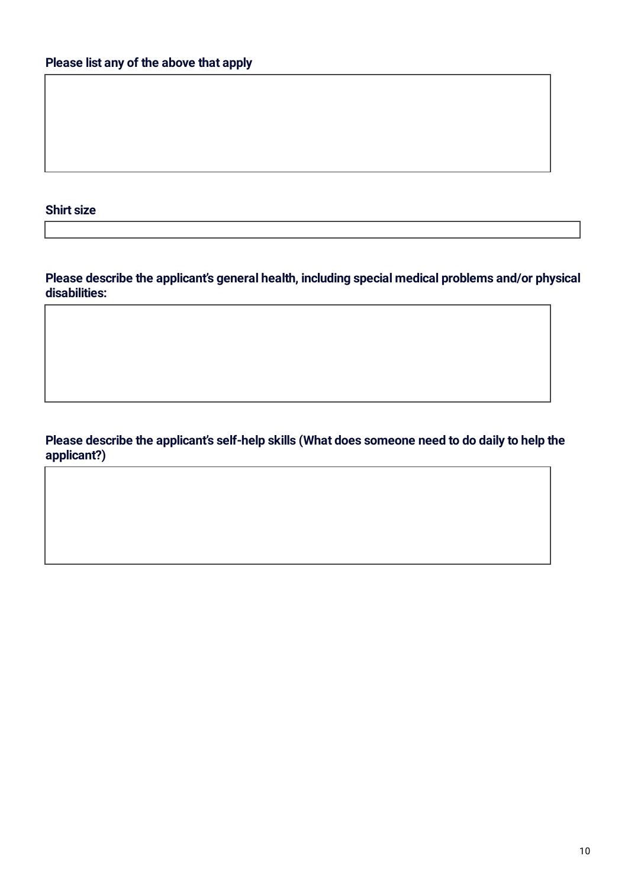**Please list any of the above that apply**

**Shirt size**

**Please describe the applicant's general health, including special medical problems and/or physical disabilities:**

**Please describe the applicant's self-help skills (What does someone need to do daily to help the applicant?)**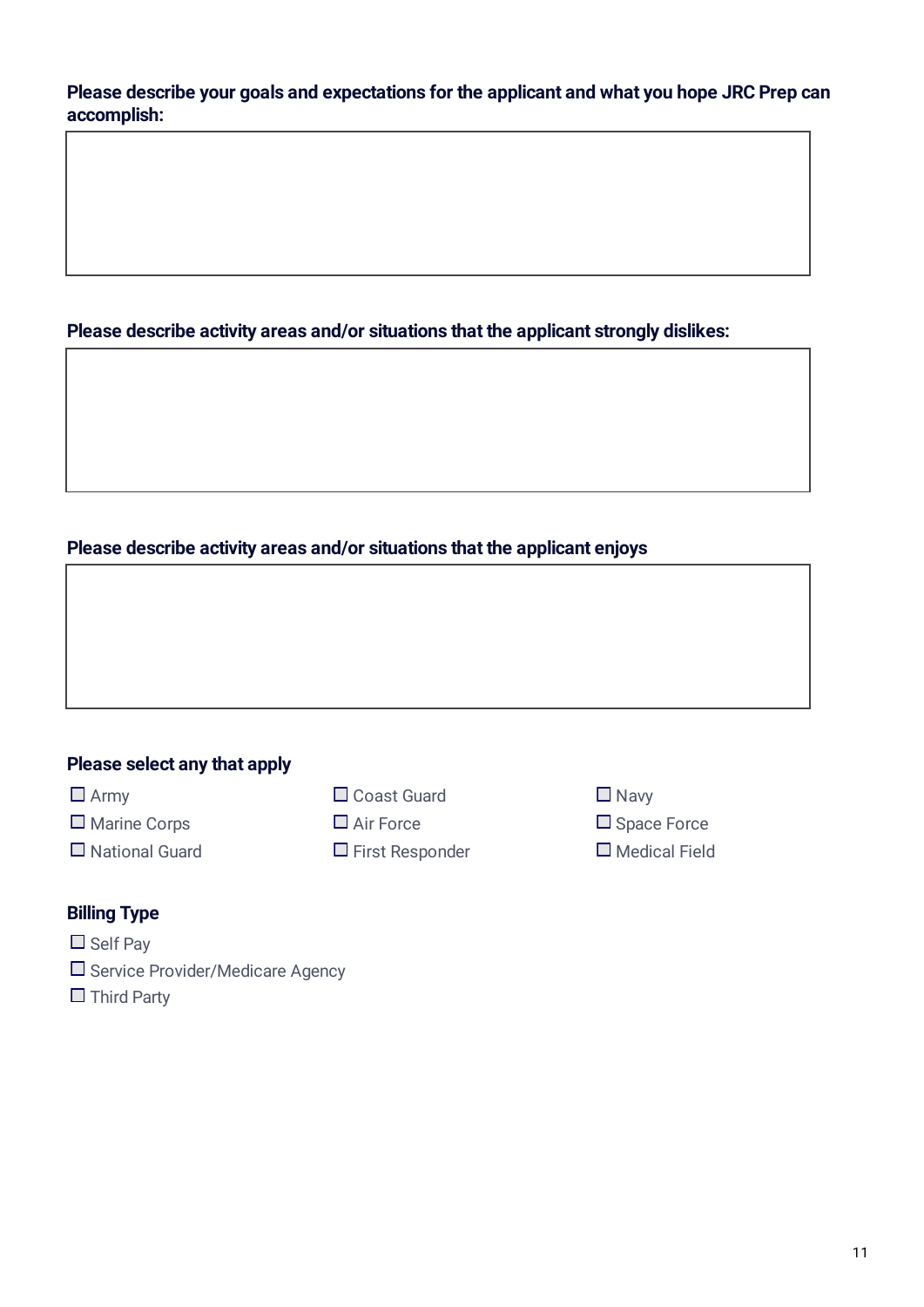**Please describe your goals and expectations for the applicant and what you hope JRC Prep can accomplish:**

**Please describe activity areas and/or situations that the applicant strongly dislikes:**

**Please describe activity areas and/or situations that the applicant enjoys**

**Please select any that apply**

- ☐ Army
- ☐ Marine Corps
- ☐ National Guard
- ☐ Coast Guard
- ☐ Air Force
- ☐ First Responder
- ☐ Navy
- ☐ Space Force
- ☐ Medical Field

**Billing Type**

- ☐ Self Pay
- ☐ Service Provider/Medicare Agency
- ☐ Third Party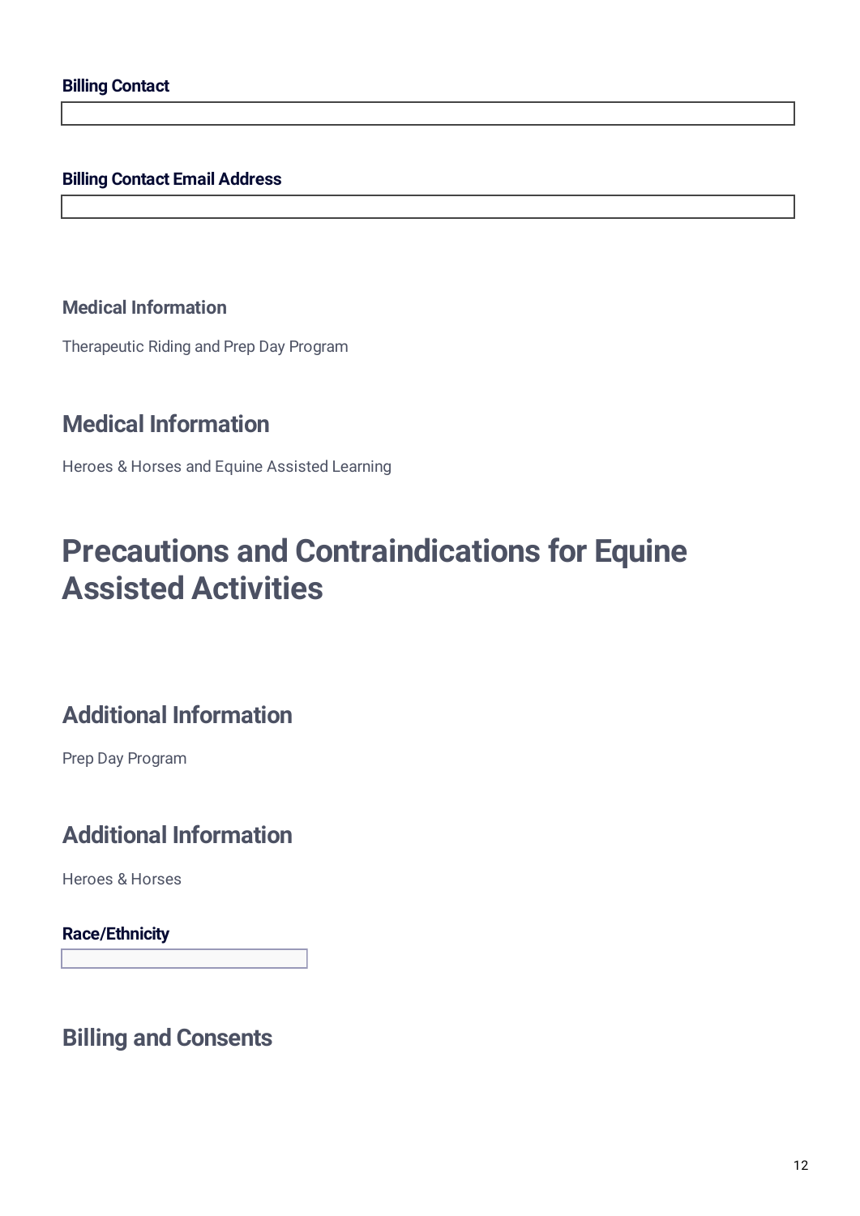**Billing Contact**

**Billing Contact Email Address**

### Medical Information

Therapeutic Riding and Prep Day Program

## Medical Information

Heroes & Horses and Equine Assisted Learning

# Precautions and Contraindications for Equine Assisted Activities

## Additional Information

Prep Day Program

## Additional Information

Heroes & Horses

**Race/Ethnicity**

## Billing and Consents